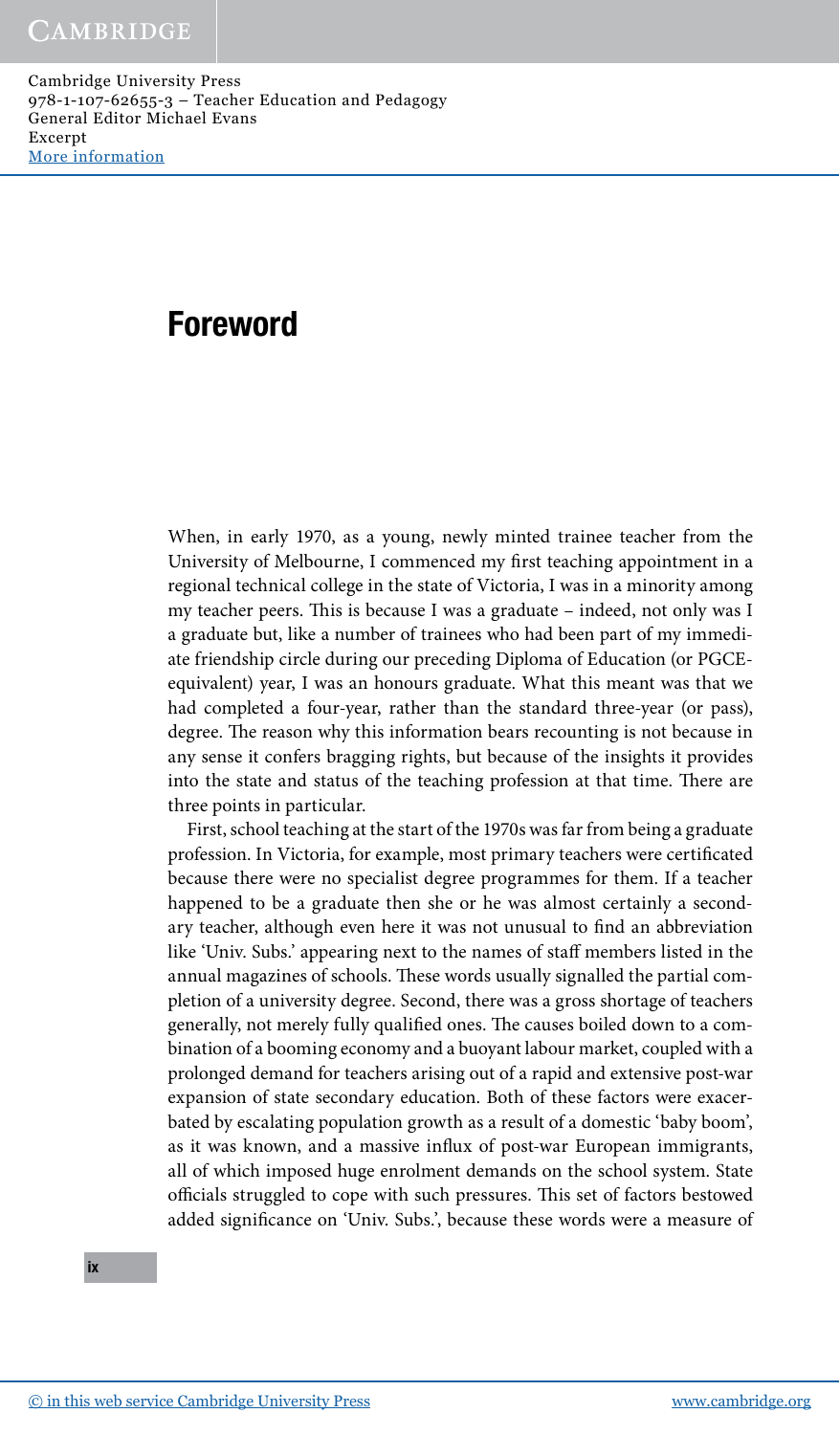# Foreword

When, in early 1970, as a young, newly minted trainee teacher from the University of Melbourne, I commenced my first teaching appointment in a regional technical college in the state of Victoria, I was in a minority among my teacher peers. This is because I was a graduate – indeed, not only was I a graduate but, like a number of trainees who had been part of my immediate friendship circle during our preceding Diploma of Education (or PGCE-equivalent) year, I was an honours graduate. What this meant was that we had completed a four-year, rather than the standard three-year (or pass), degree. The reason why this information bears recounting is not because in any sense it confers bragging rights, but because of the insights it provides into the state and status of the teaching profession at that time. There are three points in particular.

First, school teaching at the start of the 1970s was far from being a graduate profession. In Victoria, for example, most primary teachers were certificated because there were no specialist degree programmes for them. If a teacher happened to be a graduate then she or he was almost certainly a secondary teacher, although even here it was not unusual to find an abbreviation like 'Univ. Subs.' appearing next to the names of staff members listed in the annual magazines of schools. These words usually signalled the partial completion of a university degree. Second, there was a gross shortage of teachers generally, not merely fully qualified ones. The causes boiled down to a combination of a booming economy and a buoyant labour market, coupled with a prolonged demand for teachers arising out of a rapid and extensive post-war expansion of state secondary education. Both of these factors were exacerbated by escalating population growth as a result of a domestic 'baby boom', as it was known, and a massive influx of post-war European immigrants, all of which imposed huge enrolment demands on the school system. State officials struggled to cope with such pressures. This set of factors bestowed added significance on 'Univ. Subs.', because these words were a measure of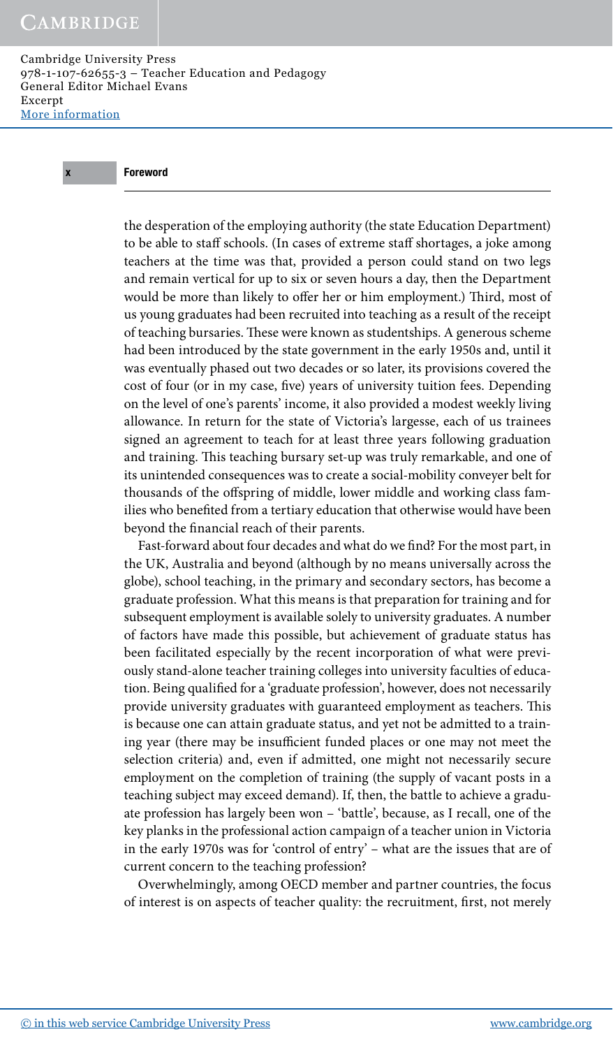the desperation of the employing authority (the state Education Department) to be able to staff schools. (In cases of extreme staff shortages, a joke among teachers at the time was that, provided a person could stand on two legs and remain vertical for up to six or seven hours a day, then the Department would be more than likely to offer her or him employment.) Third, most of us young graduates had been recruited into teaching as a result of the receipt of teaching bursaries. These were known as studentships. A generous scheme had been introduced by the state government in the early 1950s and, until it was eventually phased out two decades or so later, its provisions covered the cost of four (or in my case, five) years of university tuition fees. Depending on the level of one's parents' income, it also provided a modest weekly living allowance. In return for the state of Victoria's largesse, each of us trainees signed an agreement to teach for at least three years following graduation and training. This teaching bursary set-up was truly remarkable, and one of its unintended consequences was to create a social-mobility conveyer belt for thousands of the offspring of middle, lower middle and working class families who benefited from a tertiary education that otherwise would have been beyond the financial reach of their parents.

Fast-forward about four decades and what do we find? For the most part, in the UK, Australia and beyond (although by no means universally across the globe), school teaching, in the primary and secondary sectors, has become a graduate profession. What this means is that preparation for training and for subsequent employment is available solely to university graduates. A number of factors have made this possible, but achievement of graduate status has been facilitated especially by the recent incorporation of what were previously stand-alone teacher training colleges into university faculties of education. Being qualified for a 'graduate profession', however, does not necessarily provide university graduates with guaranteed employment as teachers. This is because one can attain graduate status, and yet not be admitted to a training year (there may be insufficient funded places or one may not meet the selection criteria) and, even if admitted, one might not necessarily secure employment on the completion of training (the supply of vacant posts in a teaching subject may exceed demand). If, then, the battle to achieve a graduate profession has largely been won – 'battle', because, as I recall, one of the key planks in the professional action campaign of a teacher union in Victoria in the early 1970s was for 'control of entry' – what are the issues that are of current concern to the teaching profession?

Overwhelmingly, among OECD member and partner countries, the focus of interest is on aspects of teacher quality: the recruitment, first, not merely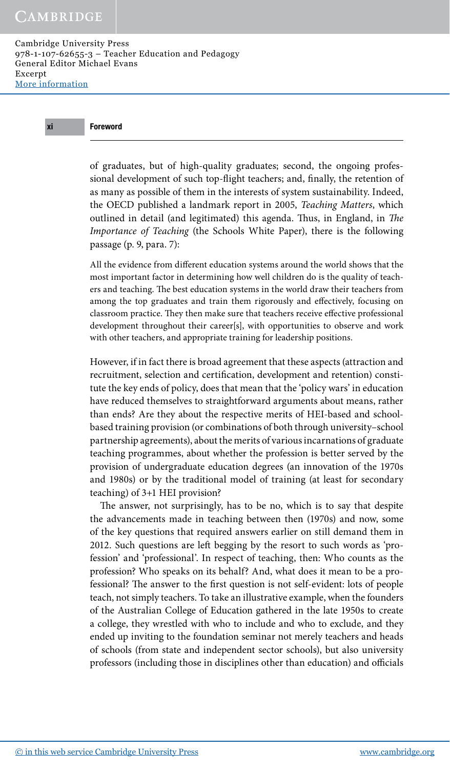of graduates, but of high-quality graduates; second, the ongoing professional development of such top-flight teachers; and, finally, the retention of as many as possible of them in the interests of system sustainability. Indeed, the OECD published a landmark report in 2005, *Teaching Matters*, which outlined in detail (and legitimated) this agenda. Thus, in England, in *The Importance of Teaching* (the Schools White Paper), there is the following passage (p. 9, para. 7):

> All the evidence from different education systems around the world shows that the most important factor in determining how well children do is the quality of teachers and teaching. The best education systems in the world draw their teachers from among the top graduates and train them rigorously and effectively, focusing on classroom practice. They then make sure that teachers receive effective professional development throughout their career[s], with opportunities to observe and work with other teachers, and appropriate training for leadership positions.

However, if in fact there is broad agreement that these aspects (attraction and recruitment, selection and certification, development and retention) constitute the key ends of policy, does that mean that the 'policy wars' in education have reduced themselves to straightforward arguments about means, rather than ends? Are they about the respective merits of HEI-based and school-based training provision (or combinations of both through university–school partnership agreements), about the merits of various incarnations of graduate teaching programmes, about whether the profession is better served by the provision of undergraduate education degrees (an innovation of the 1970s and 1980s) or by the traditional model of training (at least for secondary teaching) of 3+1 HEI provision?

The answer, not surprisingly, has to be no, which is to say that despite the advancements made in teaching between then (1970s) and now, some of the key questions that required answers earlier on still demand them in 2012. Such questions are left begging by the resort to such words as 'profession' and 'professional'. In respect of teaching, then: Who counts as the profession? Who speaks on its behalf? And, what does it mean to be a professional? The answer to the first question is not self-evident: lots of people teach, not simply teachers. To take an illustrative example, when the founders of the Australian College of Education gathered in the late 1950s to create a college, they wrestled with who to include and who to exclude, and they ended up inviting to the foundation seminar not merely teachers and heads of schools (from state and independent sector schools), but also university professors (including those in disciplines other than education) and officials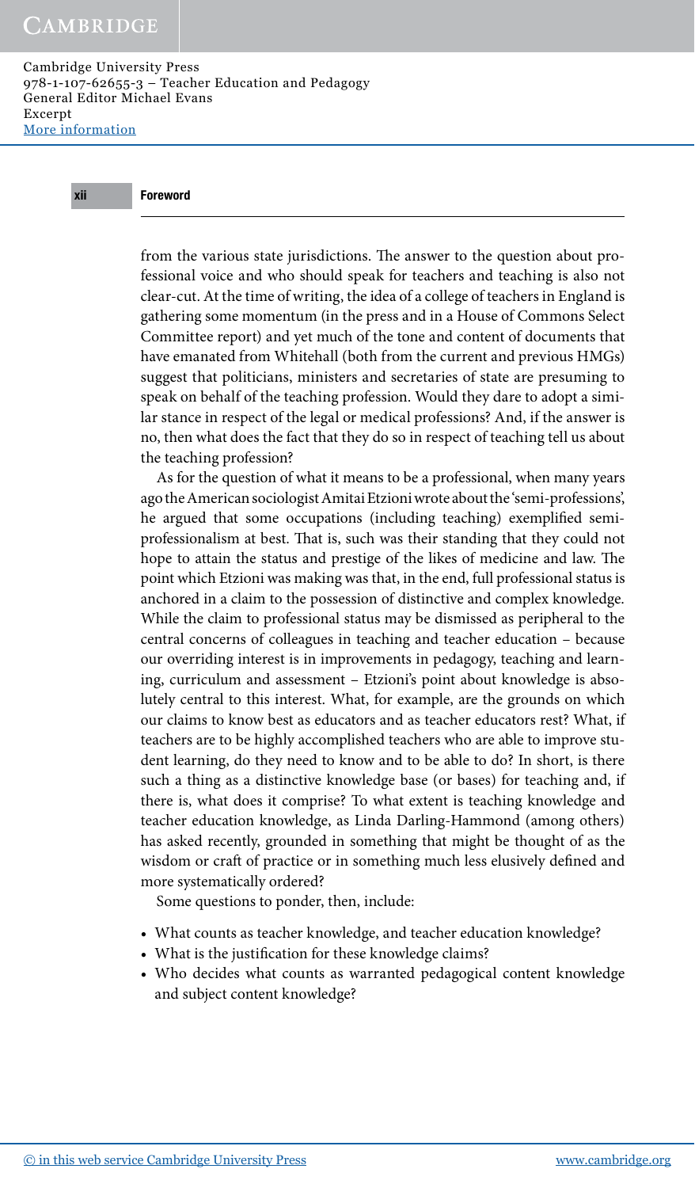from the various state jurisdictions. The answer to the question about professional voice and who should speak for teachers and teaching is also not clear-cut. At the time of writing, the idea of a college of teachers in England is gathering some momentum (in the press and in a House of Commons Select Committee report) and yet much of the tone and content of documents that have emanated from Whitehall (both from the current and previous HMGs) suggest that politicians, ministers and secretaries of state are presuming to speak on behalf of the teaching profession. Would they dare to adopt a similar stance in respect of the legal or medical professions? And, if the answer is no, then what does the fact that they do so in respect of teaching tell us about the teaching profession?

As for the question of what it means to be a professional, when many years ago the American sociologist Amitai Etzioni wrote about the 'semi-professions', he argued that some occupations (including teaching) exemplified semi-professionalism at best. That is, such was their standing that they could not hope to attain the status and prestige of the likes of medicine and law. The point which Etzioni was making was that, in the end, full professional status is anchored in a claim to the possession of distinctive and complex knowledge. While the claim to professional status may be dismissed as peripheral to the central concerns of colleagues in teaching and teacher education – because our overriding interest is in improvements in pedagogy, teaching and learning, curriculum and assessment – Etzioni's point about knowledge is absolutely central to this interest. What, for example, are the grounds on which our claims to know best as educators and as teacher educators rest? What, if teachers are to be highly accomplished teachers who are able to improve student learning, do they need to know and to be able to do? In short, is there such a thing as a distinctive knowledge base (or bases) for teaching and, if there is, what does it comprise? To what extent is teaching knowledge and teacher education knowledge, as Linda Darling-Hammond (among others) has asked recently, grounded in something that might be thought of as the wisdom or craft of practice or in something much less elusively defined and more systematically ordered?

Some questions to ponder, then, include:

- What counts as teacher knowledge, and teacher education knowledge?
- What is the justification for these knowledge claims?
- Who decides what counts as warranted pedagogical content knowledge and subject content knowledge?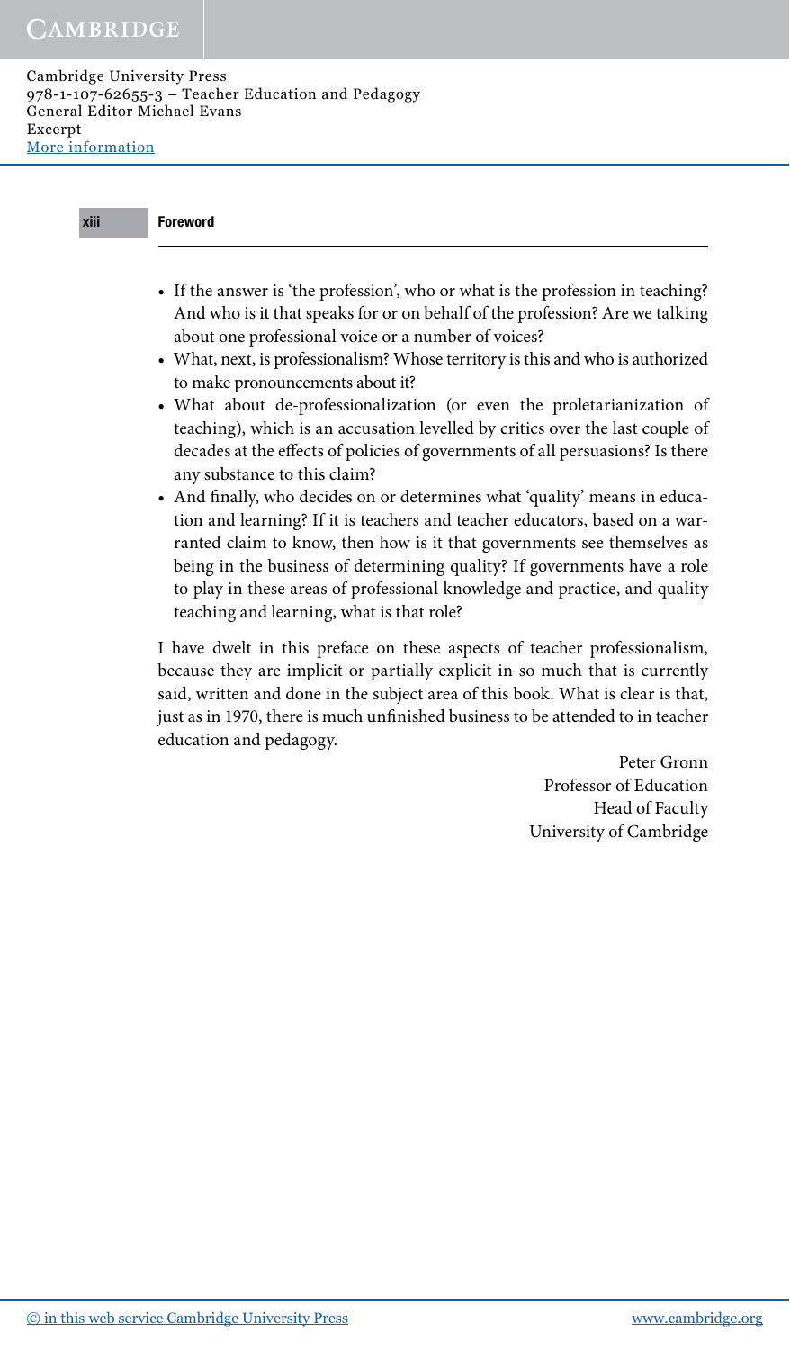- If the answer is 'the profession', who or what is the profession in teaching? And who is it that speaks for or on behalf of the profession? Are we talking about one professional voice or a number of voices?
- What, next, is professionalism? Whose territory is this and who is authorized to make pronouncements about it?
- What about de-professionalization (or even the proletarianization of teaching), which is an accusation levelled by critics over the last couple of decades at the effects of policies of governments of all persuasions? Is there any substance to this claim?
- And finally, who decides on or determines what 'quality' means in education and learning? If it is teachers and teacher educators, based on a warranted claim to know, then how is it that governments see themselves as being in the business of determining quality? If governments have a role to play in these areas of professional knowledge and practice, and quality teaching and learning, what is that role?

I have dwelt in this preface on these aspects of teacher professionalism, because they are implicit or partially explicit in so much that is currently said, written and done in the subject area of this book. What is clear is that, just as in 1970, there is much unfinished business to be attended to in teacher education and pedagogy.

Peter Gronn
Professor of Education
Head of Faculty
University of Cambridge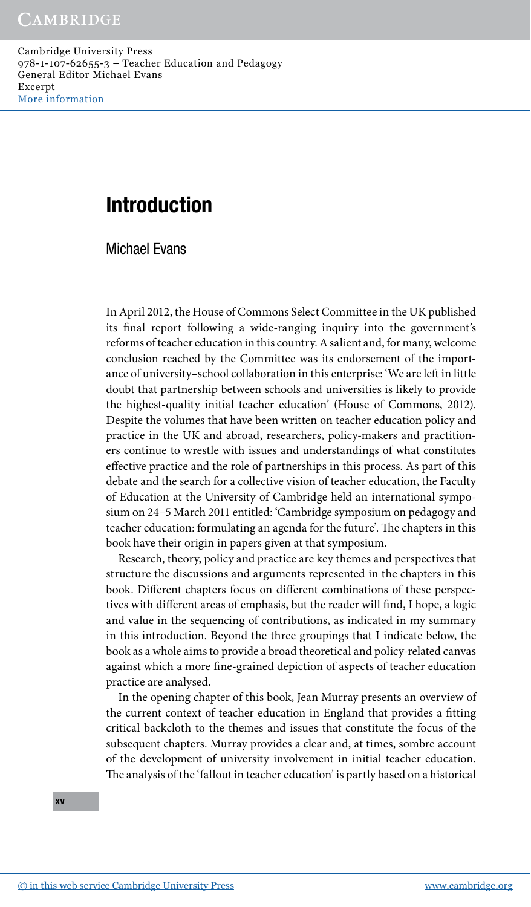# Introduction

Michael Evans

In April 2012, the House of Commons Select Committee in the UK published its final report following a wide-ranging inquiry into the government's reforms of teacher education in this country. A salient and, for many, welcome conclusion reached by the Committee was its endorsement of the importance of university–school collaboration in this enterprise: 'We are left in little doubt that partnership between schools and universities is likely to provide the highest-quality initial teacher education' (House of Commons, 2012). Despite the volumes that have been written on teacher education policy and practice in the UK and abroad, researchers, policy-makers and practitioners continue to wrestle with issues and understandings of what constitutes effective practice and the role of partnerships in this process. As part of this debate and the search for a collective vision of teacher education, the Faculty of Education at the University of Cambridge held an international symposium on 24–5 March 2011 entitled: 'Cambridge symposium on pedagogy and teacher education: formulating an agenda for the future'. The chapters in this book have their origin in papers given at that symposium.

Research, theory, policy and practice are key themes and perspectives that structure the discussions and arguments represented in the chapters in this book. Different chapters focus on different combinations of these perspectives with different areas of emphasis, but the reader will find, I hope, a logic and value in the sequencing of contributions, as indicated in my summary in this introduction. Beyond the three groupings that I indicate below, the book as a whole aims to provide a broad theoretical and policy-related canvas against which a more fine-grained depiction of aspects of teacher education practice are analysed.

In the opening chapter of this book, Jean Murray presents an overview of the current context of teacher education in England that provides a fitting critical backcloth to the themes and issues that constitute the focus of the subsequent chapters. Murray provides a clear and, at times, sombre account of the development of university involvement in initial teacher education. The analysis of the 'fallout in teacher education' is partly based on a historical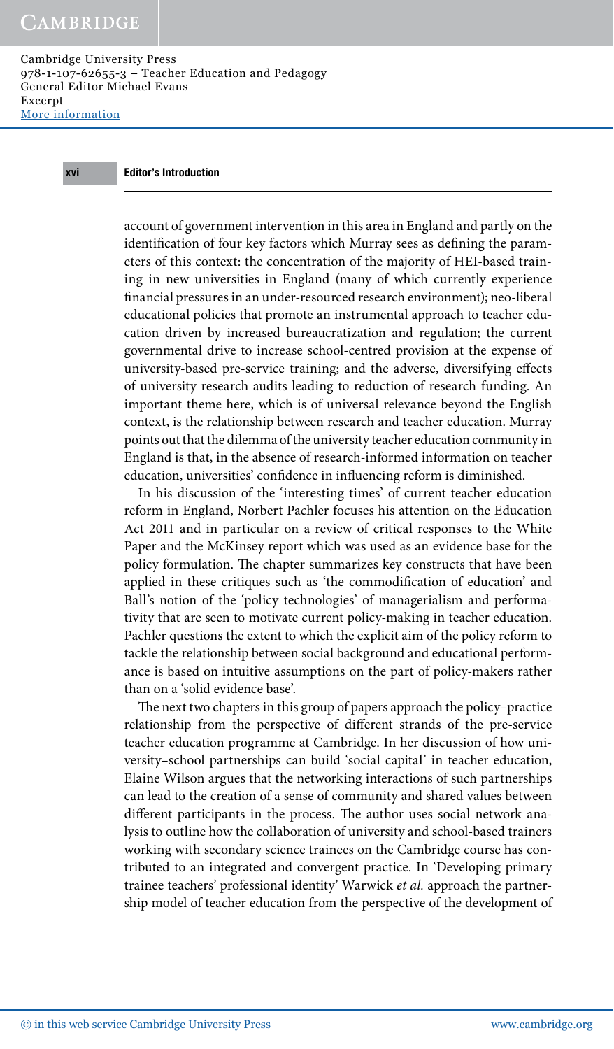account of government intervention in this area in England and partly on the identification of four key factors which Murray sees as defining the parameters of this context: the concentration of the majority of HEI-based training in new universities in England (many of which currently experience financial pressures in an under-resourced research environment); neo-liberal educational policies that promote an instrumental approach to teacher education driven by increased bureaucratization and regulation; the current governmental drive to increase school-centred provision at the expense of university-based pre-service training; and the adverse, diversifying effects of university research audits leading to reduction of research funding. An important theme here, which is of universal relevance beyond the English context, is the relationship between research and teacher education. Murray points out that the dilemma of the university teacher education community in England is that, in the absence of research-informed information on teacher education, universities' confidence in influencing reform is diminished.

In his discussion of the 'interesting times' of current teacher education reform in England, Norbert Pachler focuses his attention on the Education Act 2011 and in particular on a review of critical responses to the White Paper and the McKinsey report which was used as an evidence base for the policy formulation. The chapter summarizes key constructs that have been applied in these critiques such as 'the commodification of education' and Ball's notion of the 'policy technologies' of managerialism and performativity that are seen to motivate current policy-making in teacher education. Pachler questions the extent to which the explicit aim of the policy reform to tackle the relationship between social background and educational performance is based on intuitive assumptions on the part of policy-makers rather than on a 'solid evidence base'.

The next two chapters in this group of papers approach the policy–practice relationship from the perspective of different strands of the pre-service teacher education programme at Cambridge. In her discussion of how university–school partnerships can build 'social capital' in teacher education, Elaine Wilson argues that the networking interactions of such partnerships can lead to the creation of a sense of community and shared values between different participants in the process. The author uses social network analysis to outline how the collaboration of university and school-based trainers working with secondary science trainees on the Cambridge course has contributed to an integrated and convergent practice. In 'Developing primary trainee teachers' professional identity' Warwick *et al.* approach the partnership model of teacher education from the perspective of the development of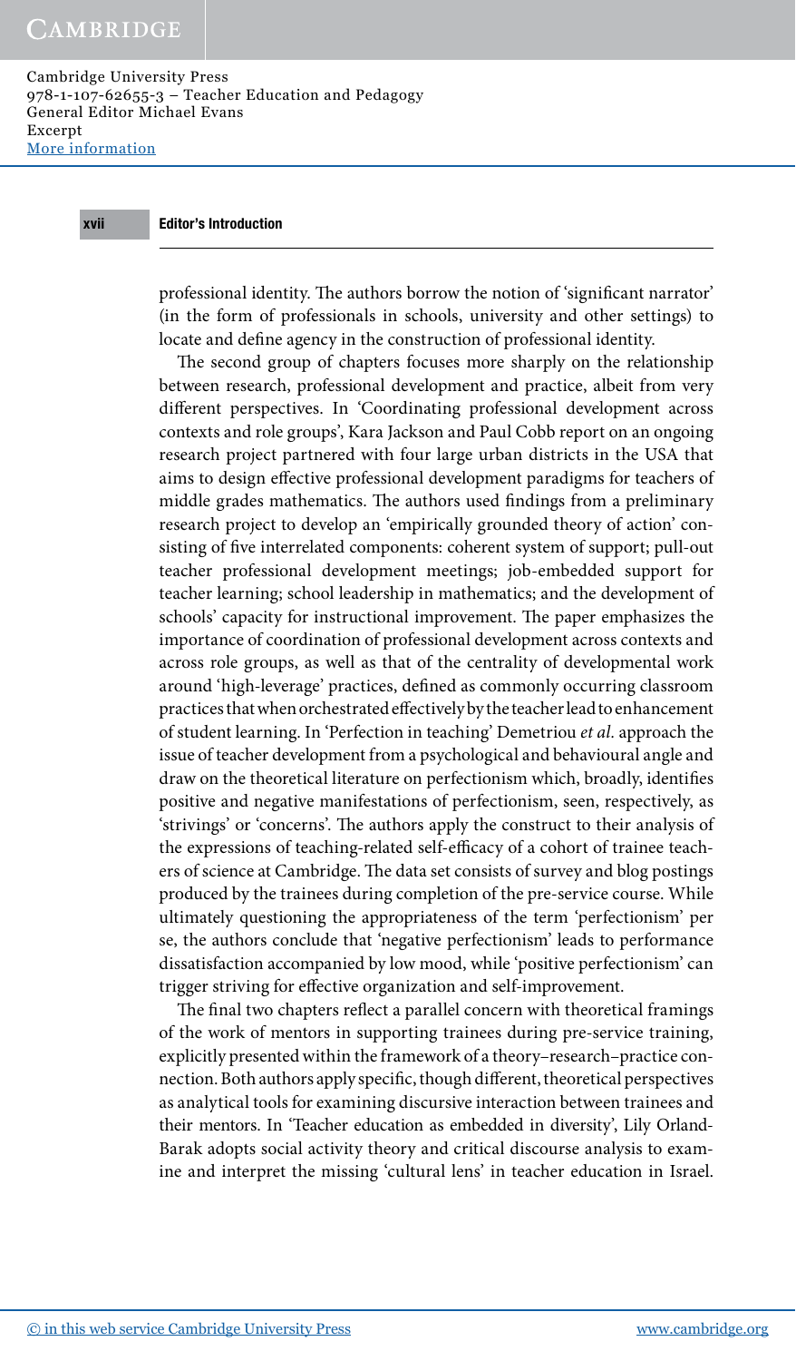professional identity. The authors borrow the notion of 'significant narrator' (in the form of professionals in schools, university and other settings) to locate and define agency in the construction of professional identity.

The second group of chapters focuses more sharply on the relationship between research, professional development and practice, albeit from very different perspectives. In 'Coordinating professional development across contexts and role groups', Kara Jackson and Paul Cobb report on an ongoing research project partnered with four large urban districts in the USA that aims to design effective professional development paradigms for teachers of middle grades mathematics. The authors used findings from a preliminary research project to develop an 'empirically grounded theory of action' consisting of five interrelated components: coherent system of support; pull-out teacher professional development meetings; job-embedded support for teacher learning; school leadership in mathematics; and the development of schools' capacity for instructional improvement. The paper emphasizes the importance of coordination of professional development across contexts and across role groups, as well as that of the centrality of developmental work around 'high-leverage' practices, defined as commonly occurring classroom practices that when orchestrated effectively by the teacher lead to enhancement of student learning. In 'Perfection in teaching' Demetriou *et al.* approach the issue of teacher development from a psychological and behavioural angle and draw on the theoretical literature on perfectionism which, broadly, identifies positive and negative manifestations of perfectionism, seen, respectively, as 'strivings' or 'concerns'. The authors apply the construct to their analysis of the expressions of teaching-related self-efficacy of a cohort of trainee teachers of science at Cambridge. The data set consists of survey and blog postings produced by the trainees during completion of the pre-service course. While ultimately questioning the appropriateness of the term 'perfectionism' per se, the authors conclude that 'negative perfectionism' leads to performance dissatisfaction accompanied by low mood, while 'positive perfectionism' can trigger striving for effective organization and self-improvement.

The final two chapters reflect a parallel concern with theoretical framings of the work of mentors in supporting trainees during pre-service training, explicitly presented within the framework of a theory–research–practice connection. Both authors apply specific, though different, theoretical perspectives as analytical tools for examining discursive interaction between trainees and their mentors. In 'Teacher education as embedded in diversity', Lily Orland-Barak adopts social activity theory and critical discourse analysis to examine and interpret the missing 'cultural lens' in teacher education in Israel.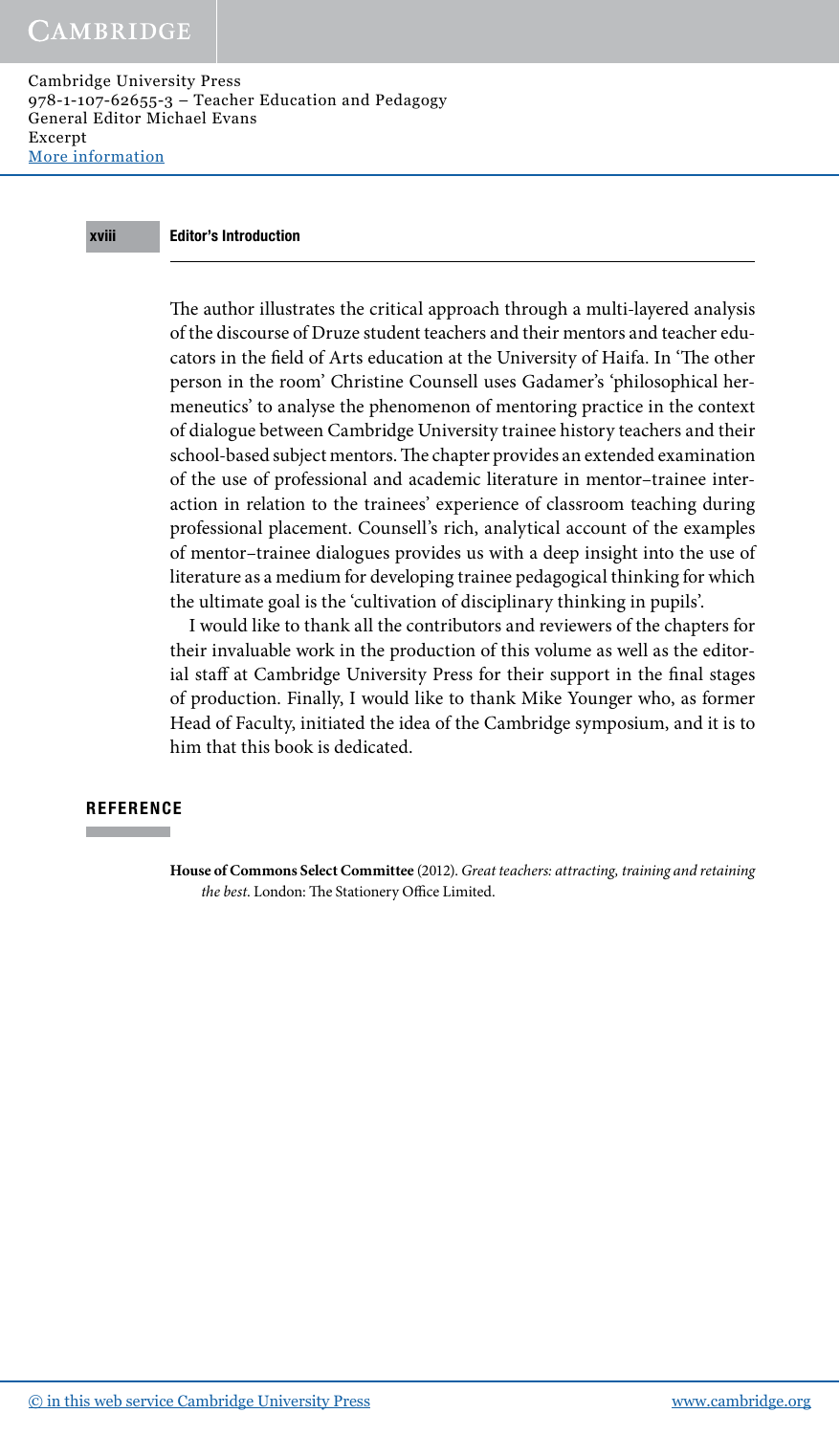The author illustrates the critical approach through a multi-layered analysis of the discourse of Druze student teachers and their mentors and teacher educators in the field of Arts education at the University of Haifa. In 'The other person in the room' Christine Counsell uses Gadamer's 'philosophical hermeneutics' to analyse the phenomenon of mentoring practice in the context of dialogue between Cambridge University trainee history teachers and their school-based subject mentors. The chapter provides an extended examination of the use of professional and academic literature in mentor–trainee interaction in relation to the trainees' experience of classroom teaching during professional placement. Counsell's rich, analytical account of the examples of mentor–trainee dialogues provides us with a deep insight into the use of literature as a medium for developing trainee pedagogical thinking for which the ultimate goal is the 'cultivation of disciplinary thinking in pupils'.

I would like to thank all the contributors and reviewers of the chapters for their invaluable work in the production of this volume as well as the editorial staff at Cambridge University Press for their support in the final stages of production. Finally, I would like to thank Mike Younger who, as former Head of Faculty, initiated the idea of the Cambridge symposium, and it is to him that this book is dedicated.

## REFERENCE

**House of Commons Select Committee** (2012). *Great teachers: attracting, training and retaining the best*. London: The Stationery Office Limited.